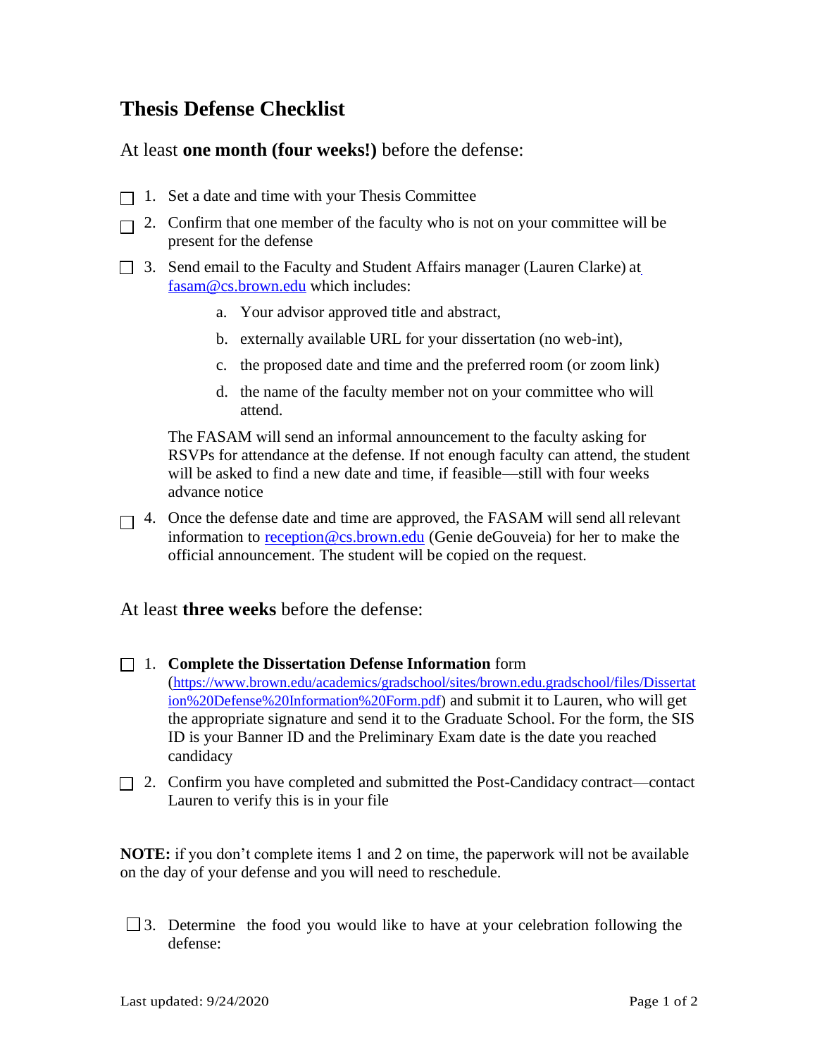# Thesis Defense Checklist

## At least **one month (four weeks!)** before the defense:

- [ ] 1. Set a date and time with your Thesis Committee
- [ ] 2. Confirm that one member of the faculty who is not on your committee will be present for the defense
- [ ] 3. Send email to the Faculty and Student Affairs manager (Lauren Clarke) at [fasam@cs.brown.edu](mailto:fasam@cs.brown.edu) which includes:
    a. Your advisor approved title and abstract,
    b. externally available URL for your dissertation (no web-int),
    c. the proposed date and time and the preferred room (or zoom link)
    d. the name of the faculty member not on your committee who will attend.

    The FASAM will send an informal announcement to the faculty asking for RSVPs for attendance at the defense. If not enough faculty can attend, the student will be asked to find a new date and time, if feasible—still with four weeks advance notice

- [ ] 4. Once the defense date and time are approved, the FASAM will send all relevant information to [reception@cs.brown.edu](mailto:reception@cs.brown.edu) (Genie deGouveia) for her to make the official announcement. The student will be copied on the request.

## At least **three weeks** before the defense:

- [ ] 1. **Complete the Dissertation Defense Information** form ([https://www.brown.edu/academics/gradschool/sites/brown.edu.gradschool/files/Dissertation%20Defense%20Information%20Form.pdf](https://www.brown.edu/academics/gradschool/sites/brown.edu.gradschool/files/Dissertation%20Defense%20Information%20Form.pdf)) and submit it to Lauren, who will get the appropriate signature and send it to the Graduate School. For the form, the SIS ID is your Banner ID and the Preliminary Exam date is the date you reached candidacy
- [ ] 2. Confirm you have completed and submitted the Post-Candidacy contract—contact Lauren to verify this is in your file

**NOTE:** if you don't complete items 1 and 2 on time, the paperwork will not be available on the day of your defense and you will need to reschedule.

- [ ] 3. Determine the food you would like to have at your celebration following the defense:

Last updated: 9/24/2020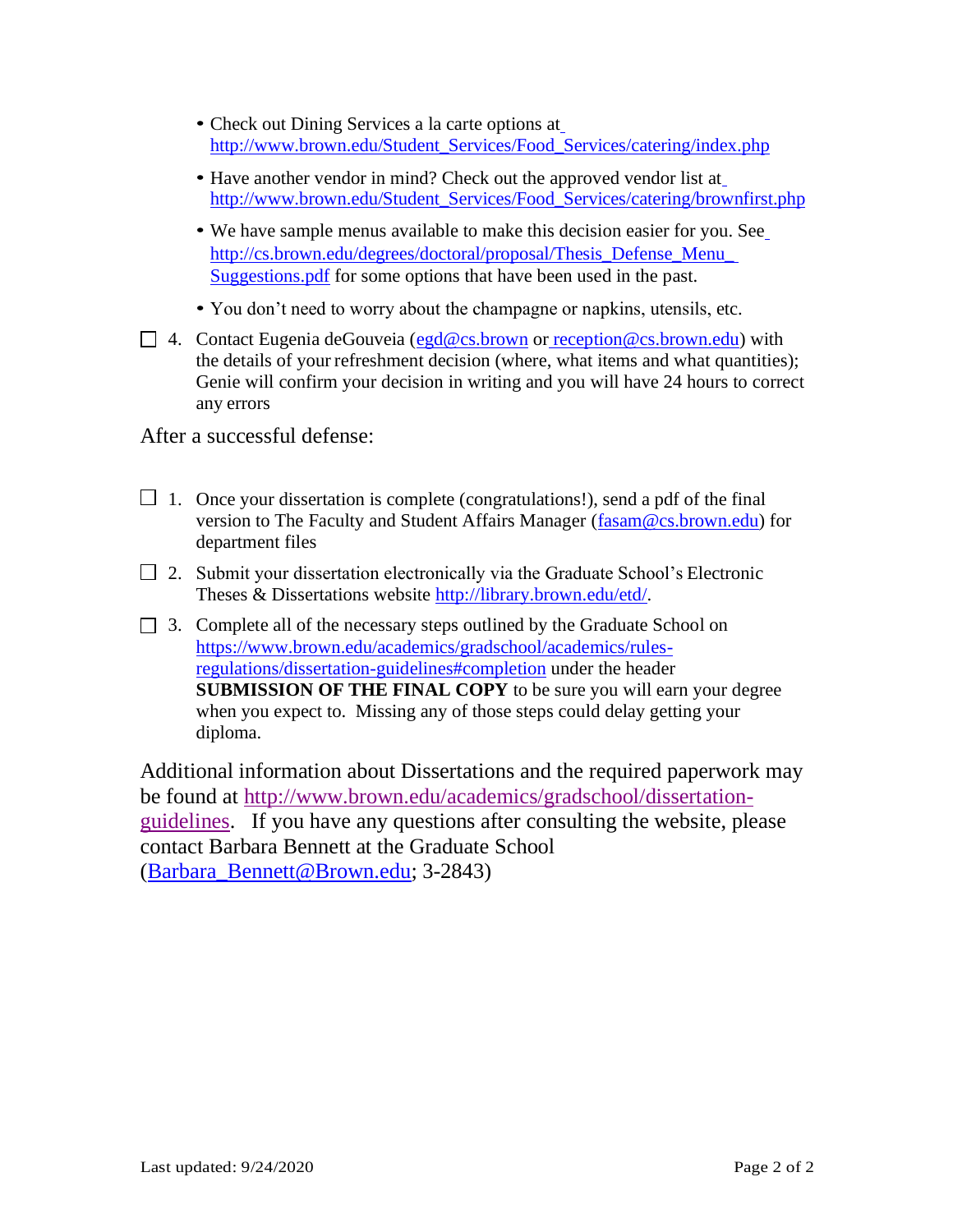- Check out Dining Services a la carte options at http://www.brown.edu/Student_Services/Food_Services/catering/index.php
- Have another vendor in mind? Check out the approved vendor list at http://www.brown.edu/Student_Services/Food_Services/catering/brownfirst.php
- We have sample menus available to make this decision easier for you. See http://cs.brown.edu/degrees/doctoral/proposal/Thesis_Defense_Menu_Suggestions.pdf for some options that have been used in the past.
- You don't need to worry about the champagne or napkins, utensils, etc.

☐ 4. Contact Eugenia deGouveia (egd@cs.brown or reception@cs.brown.edu) with the details of your refreshment decision (where, what items and what quantities); Genie will confirm your decision in writing and you will have 24 hours to correct any errors

After a successful defense:

☐ 1. Once your dissertation is complete (congratulations!), send a pdf of the final version to The Faculty and Student Affairs Manager (fasam@cs.brown.edu) for department files

☐ 2. Submit your dissertation electronically via the Graduate School's Electronic Theses & Dissertations website http://library.brown.edu/etd/.

☐ 3. Complete all of the necessary steps outlined by the Graduate School on https://www.brown.edu/academics/gradschool/academics/rules-regulations/dissertation-guidelines#completion under the header **SUBMISSION OF THE FINAL COPY** to be sure you will earn your degree when you expect to. Missing any of those steps could delay getting your diploma.

Additional information about Dissertations and the required paperwork may be found at http://www.brown.edu/academics/gradschool/dissertation-guidelines. If you have any questions after consulting the website, please contact Barbara Bennett at the Graduate School (Barbara_Bennett@Brown.edu; 3-2843)

Last updated: 9/24/2020